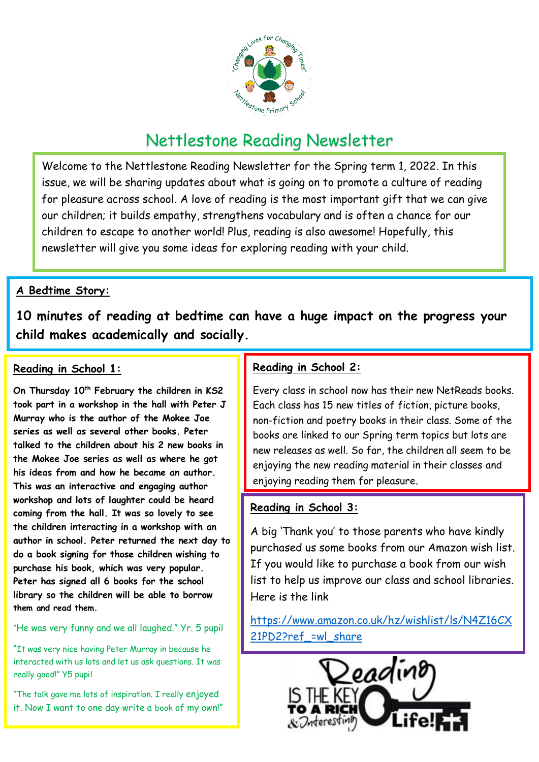# Nettlestone Reading Newsletter

Welcome to the Nettlestone Reading Newsletter for the Spring term 1, 2022. In this issue, we will be sharing updates about what is going on to promote a culture of reading for pleasure across school. A love of reading is the most important gift that we can give our children; it builds empathy, strengthens vocabulary and is often a chance for our children to escape to another world! Plus, reading is also awesome! Hopefully, this newsletter will give you some ideas for exploring reading with your child.

## A Bedtime Story:

**10 minutes of reading at bedtime can have a huge impact on the progress your child makes academically and socially.**

## Reading in School 1:

**On Thursday 10th February the children in KS2 took part in a workshop in the hall with Peter J Murray who is the author of the Mokee Joe series as well as several other books. Peter talked to the children about his 2 new books in the Mokee Joe series as well as where he got his ideas from and how he became an author. This was an interactive and engaging author workshop and lots of laughter could be heard coming from the hall. It was so lovely to see the children interacting in a workshop with an author in school. Peter returned the next day to do a book signing for those children wishing to purchase his book, which was very popular. Peter has signed all 6 books for the school library so the children will be able to borrow them and read them.**

"He was very funny and we all laughed." Yr. 5 pupil

"It was very nice having Peter Murray in because he interacted with us lots and let us ask questions. It was really good!" Y5 pupil

"The talk gave me lots of inspiration. I really enjoyed it. Now I want to one day write a book of my own!"

## Reading in School 2:

Every class in school now has their new NetReads books. Each class has 15 new titles of fiction, picture books, non-fiction and poetry books in their class. Some of the books are linked to our Spring term topics but lots are new releases as well. So far, the children all seem to be enjoying the new reading material in their classes and enjoying reading them for pleasure.

## Reading in School 3:

A big 'Thank you' to those parents who have kindly purchased us some books from our Amazon wish list. If you would like to purchase a book from our wish list to help us improve our class and school libraries. Here is the link

https://www.amazon.co.uk/hz/wishlist/ls/N4Z16CX21PD2?ref_=wl_share

Reading IS THE KEY TO A RICH & Interesting Life!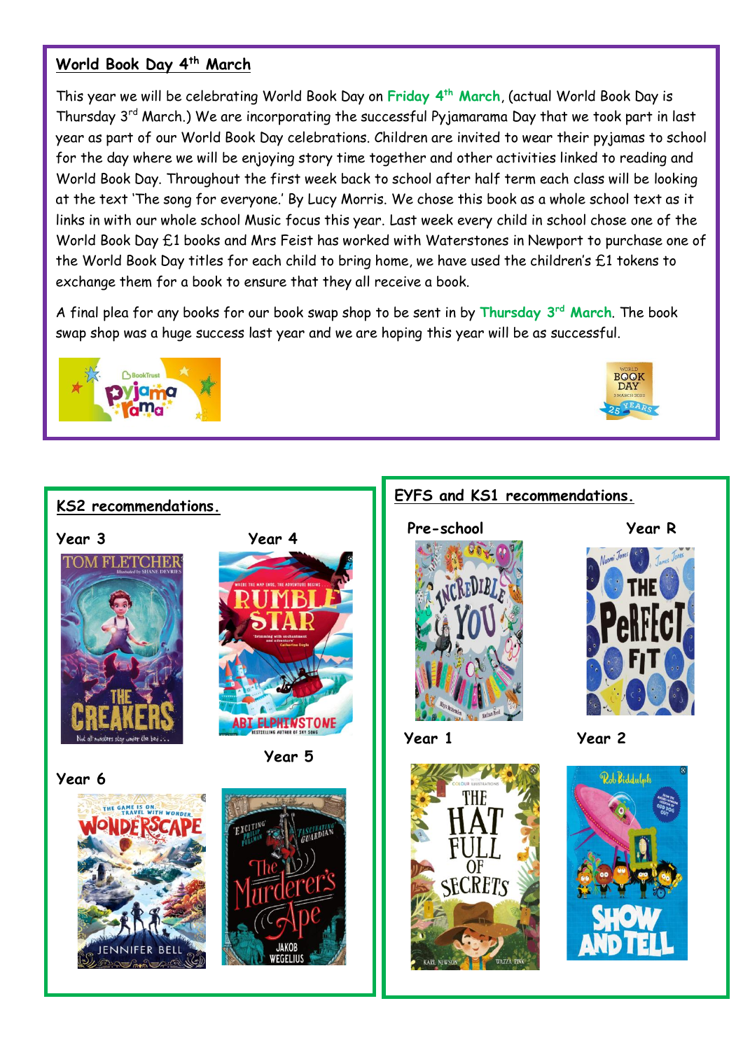## World Book Day 4th March

This year we will be celebrating World Book Day on **Friday 4th March**, (actual World Book Day is Thursday 3rd March.) We are incorporating the successful Pyjamarama Day that we took part in last year as part of our World Book Day celebrations. Children are invited to wear their pyjamas to school for the day where we will be enjoying story time together and other activities linked to reading and World Book Day. Throughout the first week back to school after half term each class will be looking at the text 'The song for everyone.' By Lucy Morris. We chose this book as a whole school text as it links in with our whole school Music focus this year. Last week every child in school chose one of the World Book Day £1 books and Mrs Feist has worked with Waterstones in Newport to purchase one of the World Book Day titles for each child to bring home, we have used the children's £1 tokens to exchange them for a book to ensure that they all receive a book.

A final plea for any books for our book swap shop to be sent in by **Thursday 3rd March**. The book swap shop was a huge success last year and we are hoping this year will be as successful.

## KS2 recommendations.

**Year 3**

**Year 4**

**Year 5**

**Year 6**

## EYFS and KS1 recommendations.

**Pre-school**

**Year R**

**Year 1**

**Year 2**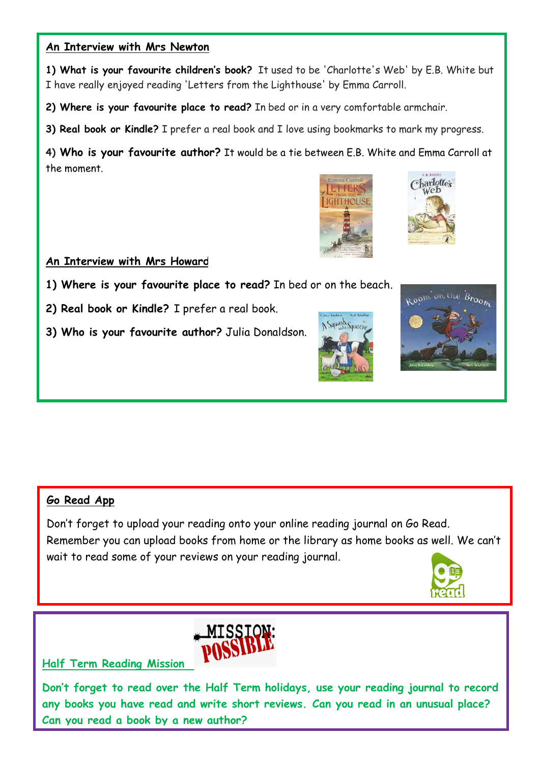## An Interview with Mrs Newton

**1) What is your favourite children's book?** It used to be 'Charlotte's Web' by E.B. White but I have really enjoyed reading 'Letters from the Lighthouse' by Emma Carroll.

**2) Where is your favourite place to read?** In bed or in a very comfortable armchair.

**3) Real book or Kindle?** I prefer a real book and I love using bookmarks to mark my progress.

**4) Who is your favourite author?** It would be a tie between E.B. White and Emma Carroll at the moment.

## An Interview with Mrs Howard

**1) Where is your favourite place to read?** In bed or on the beach.

**2) Real book or Kindle?** I prefer a real book.

**3) Who is your favourite author?** Julia Donaldson.

## Go Read App

Don't forget to upload your reading onto your online reading journal on Go Read. Remember you can upload books from home or the library as home books as well. We can't wait to read some of your reviews on your reading journal.

## Half Term Reading Mission

**Don't forget to read over the Half Term holidays, use your reading journal to record any books you have read and write short reviews. Can you read in an unusual place? Can you read a book by a new author?**